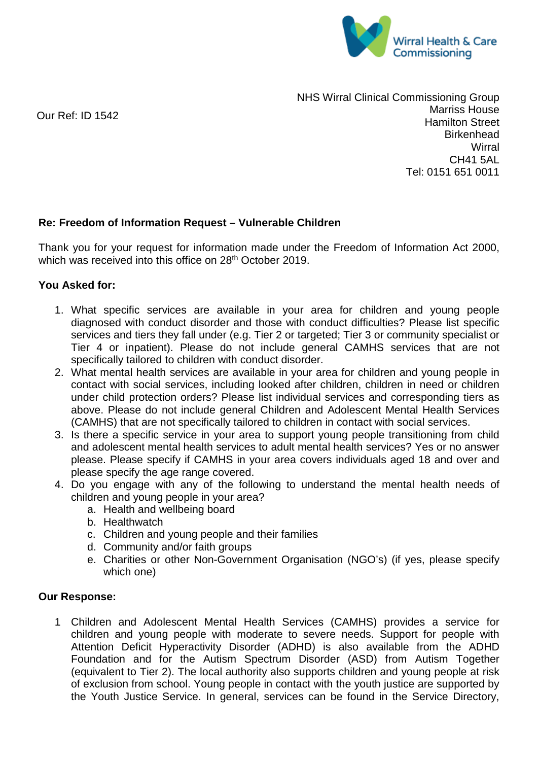Wirral Health & Care Commissioning

NHS Wirral Clinical Commissioning Group
Marriss House
Hamilton Street
Birkenhead
Wirral
CH41 5AL
Tel: 0151 651 0011

Our Ref: ID 1542

**Re: Freedom of Information Request – Vulnerable Children**

Thank you for your request for information made under the Freedom of Information Act 2000, which was received into this office on 28th October 2019.

**You Asked for:**

1. What specific services are available in your area for children and young people diagnosed with conduct disorder and those with conduct difficulties? Please list specific services and tiers they fall under (e.g. Tier 2 or targeted; Tier 3 or community specialist or Tier 4 or inpatient). Please do not include general CAMHS services that are not specifically tailored to children with conduct disorder.
2. What mental health services are available in your area for children and young people in contact with social services, including looked after children, children in need or children under child protection orders? Please list individual services and corresponding tiers as above. Please do not include general Children and Adolescent Mental Health Services (CAMHS) that are not specifically tailored to children in contact with social services.
3. Is there a specific service in your area to support young people transitioning from child and adolescent mental health services to adult mental health services? Yes or no answer please. Please specify if CAMHS in your area covers individuals aged 18 and over and please specify the age range covered.
4. Do you engage with any of the following to understand the mental health needs of children and young people in your area?
   a. Health and wellbeing board
   b. Healthwatch
   c. Children and young people and their families
   d. Community and/or faith groups
   e. Charities or other Non-Government Organisation (NGO's) (if yes, please specify which one)

**Our Response:**

1 Children and Adolescent Mental Health Services (CAMHS) provides a service for children and young people with moderate to severe needs. Support for people with Attention Deficit Hyperactivity Disorder (ADHD) is also available from the ADHD Foundation and for the Autism Spectrum Disorder (ASD) from Autism Together (equivalent to Tier 2). The local authority also supports children and young people at risk of exclusion from school. Young people in contact with the youth justice are supported by the Youth Justice Service. In general, services can be found in the Service Directory,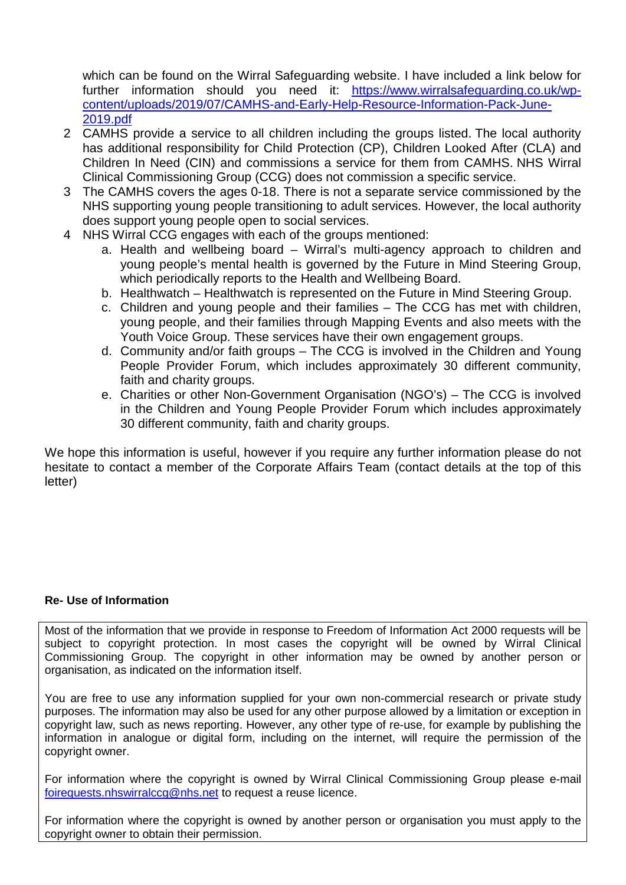which can be found on the Wirral Safeguarding website. I have included a link below for further information should you need it: [https://www.wirralsafeguarding.co.uk/wp-content/uploads/2019/07/CAMHS-and-Early-Help-Resource-Information-Pack-June-2019.pdf](https://www.wirralsafeguarding.co.uk/wp-content/uploads/2019/07/CAMHS-and-Early-Help-Resource-Information-Pack-June-2019.pdf)

2. CAMHS provide a service to all children including the groups listed. The local authority has additional responsibility for Child Protection (CP), Children Looked After (CLA) and Children In Need (CIN) and commissions a service for them from CAMHS. NHS Wirral Clinical Commissioning Group (CCG) does not commission a specific service.
3. The CAMHS covers the ages 0-18. There is not a separate service commissioned by the NHS supporting young people transitioning to adult services. However, the local authority does support young people open to social services.
4. NHS Wirral CCG engages with each of the groups mentioned:
   a. Health and wellbeing board – Wirral's multi-agency approach to children and young people's mental health is governed by the Future in Mind Steering Group, which periodically reports to the Health and Wellbeing Board.
   b. Healthwatch – Healthwatch is represented on the Future in Mind Steering Group.
   c. Children and young people and their families – The CCG has met with children, young people, and their families through Mapping Events and also meets with the Youth Voice Group. These services have their own engagement groups.
   d. Community and/or faith groups – The CCG is involved in the Children and Young People Provider Forum, which includes approximately 30 different community, faith and charity groups.
   e. Charities or other Non-Government Organisation (NGO's) – The CCG is involved in the Children and Young People Provider Forum which includes approximately 30 different community, faith and charity groups.

We hope this information is useful, however if you require any further information please do not hesitate to contact a member of the Corporate Affairs Team (contact details at the top of this letter)

**Re- Use of Information**

Most of the information that we provide in response to Freedom of Information Act 2000 requests will be subject to copyright protection. In most cases the copyright will be owned by Wirral Clinical Commissioning Group. The copyright in other information may be owned by another person or organisation, as indicated on the information itself.

You are free to use any information supplied for your own non-commercial research or private study purposes. The information may also be used for any other purpose allowed by a limitation or exception in copyright law, such as news reporting. However, any other type of re-use, for example by publishing the information in analogue or digital form, including on the internet, will require the permission of the copyright owner.

For information where the copyright is owned by Wirral Clinical Commissioning Group please e-mail [foirequests.nhswirralccg@nhs.net](mailto:foirequests.nhswirralccg@nhs.net) to request a reuse licence.

For information where the copyright is owned by another person or organisation you must apply to the copyright owner to obtain their permission.